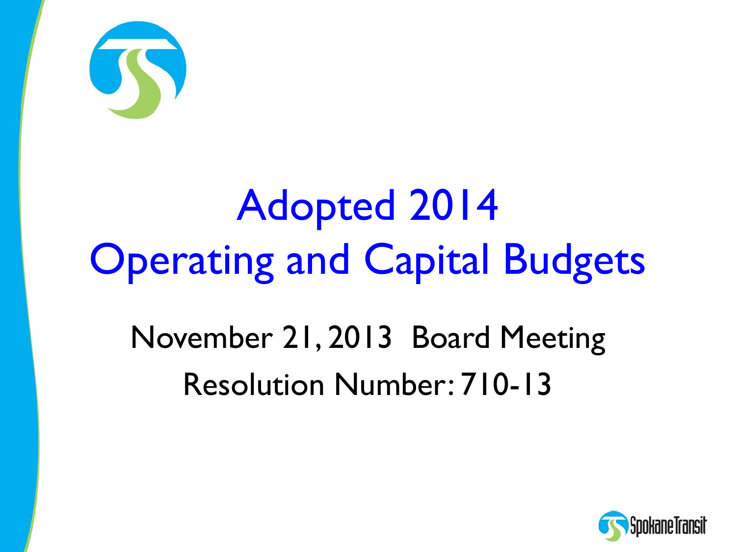# Adopted 2014
# Operating and Capital Budgets

November 21, 2013 Board Meeting

Resolution Number: 710-13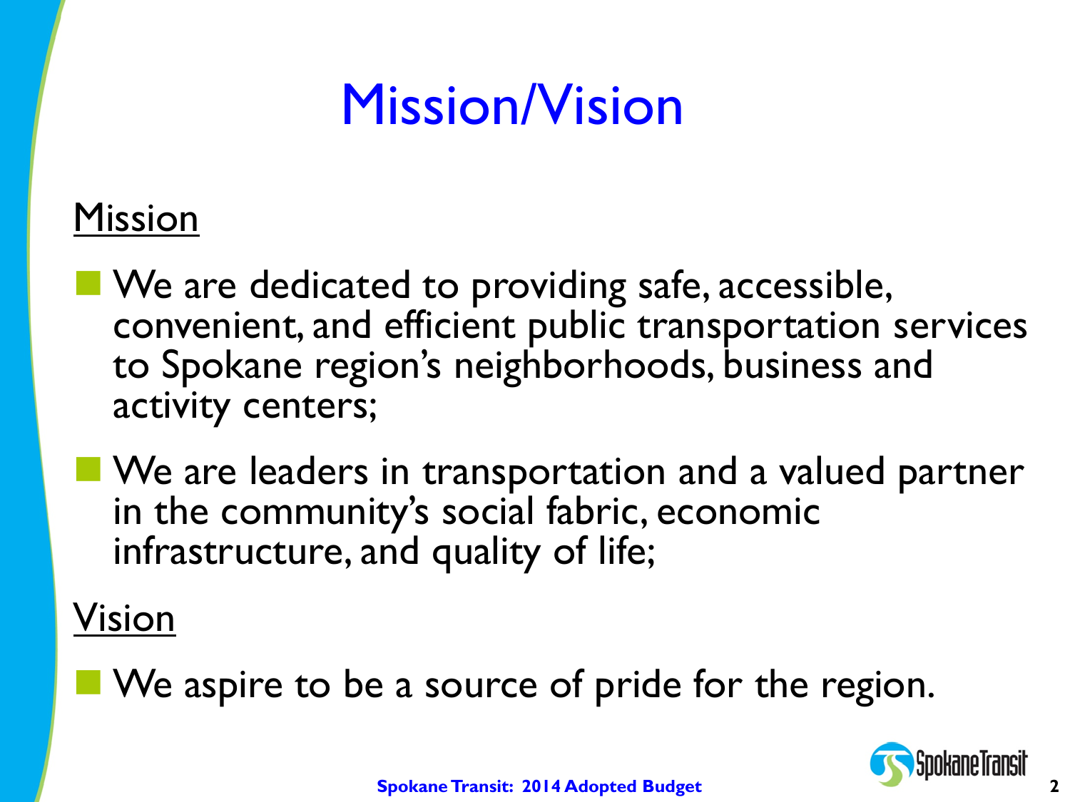# Mission/Vision

## Mission

- We are dedicated to providing safe, accessible, convenient, and efficient public transportation services to Spokane region's neighborhoods, business and activity centers;
- We are leaders in transportation and a valued partner in the community's social fabric, economic infrastructure, and quality of life;

## Vision

- We aspire to be a source of pride for the region.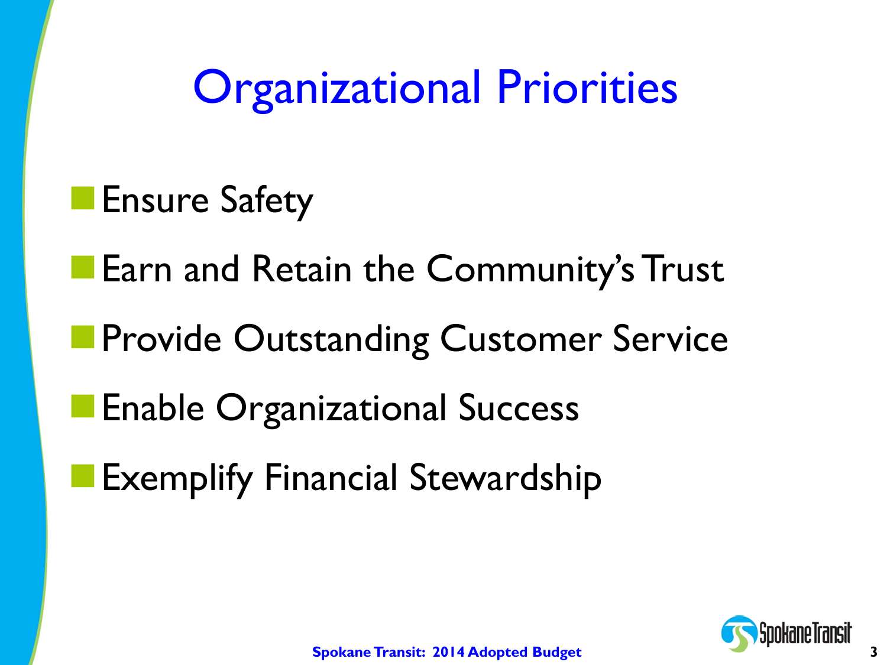# Organizational Priorities

- Ensure Safety
- Earn and Retain the Community's Trust
- Provide Outstanding Customer Service
- Enable Organizational Success
- Exemplify Financial Stewardship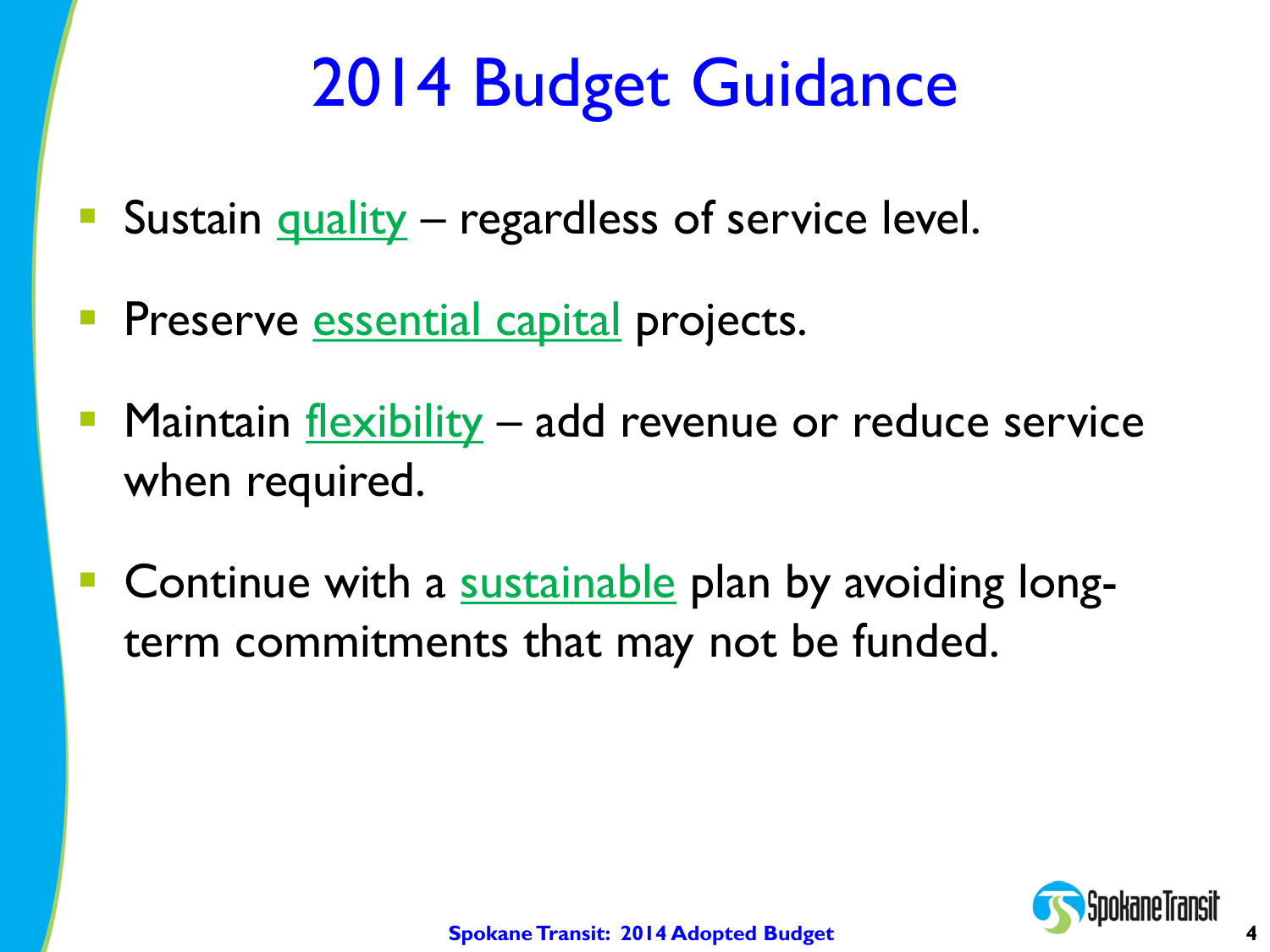# 2014 Budget Guidance

- Sustain quality – regardless of service level.
- Preserve essential capital projects.
- Maintain flexibility – add revenue or reduce service when required.
- Continue with a sustainable plan by avoiding long-term commitments that may not be funded.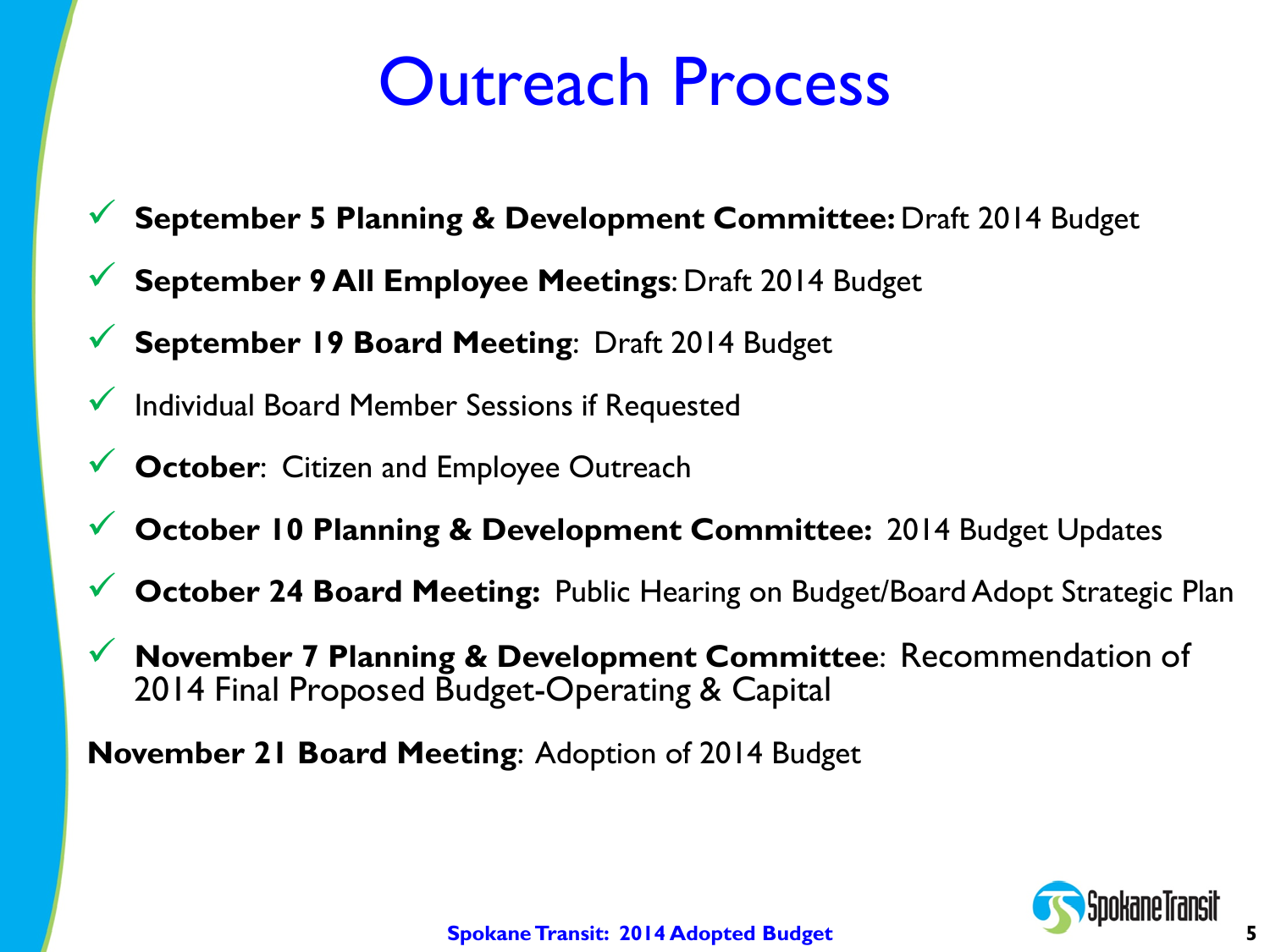# Outreach Process

- ✓ **September 5 Planning & Development Committee:** Draft 2014 Budget
- ✓ **September 9 All Employee Meetings**: Draft 2014 Budget
- ✓ **September 19 Board Meeting**: Draft 2014 Budget
- ✓ Individual Board Member Sessions if Requested
- ✓ **October**: Citizen and Employee Outreach
- ✓ **October 10 Planning & Development Committee:** 2014 Budget Updates
- ✓ **October 24 Board Meeting:** Public Hearing on Budget/Board Adopt Strategic Plan
- ✓ **November 7 Planning & Development Committee**: Recommendation of 2014 Final Proposed Budget-Operating & Capital

**November 21 Board Meeting**: Adoption of 2014 Budget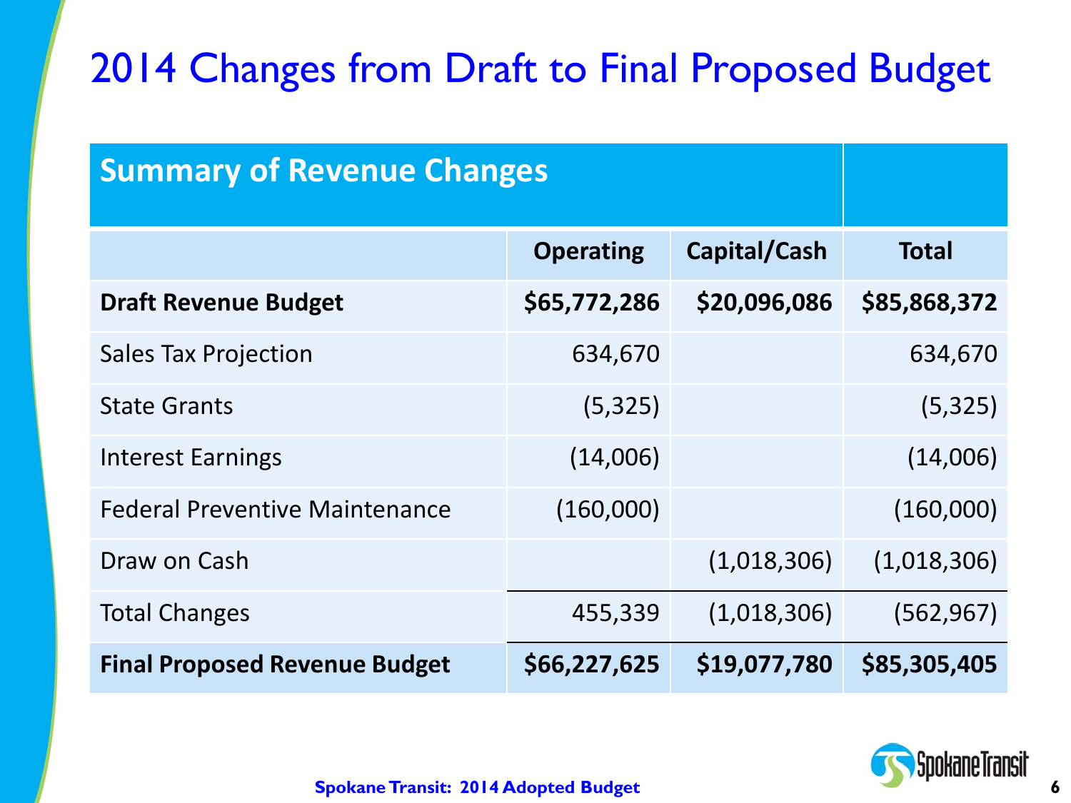# 2014 Changes from Draft to Final Proposed Budget

| Summary of Revenue Changes | | | |
|---|---|---|---|
| | **Operating** | **Capital/Cash** | **Total** |
| **Draft Revenue Budget** | **$65,772,286** | **$20,096,086** | **$85,868,372** |
| Sales Tax Projection | 634,670 | | 634,670 |
| State Grants | (5,325) | | (5,325) |
| Interest Earnings | (14,006) | | (14,006) |
| Federal Preventive Maintenance | (160,000) | | (160,000) |
| Draw on Cash | | (1,018,306) | (1,018,306) |
| Total Changes | 455,339 | (1,018,306) | (562,967) |
| **Final Proposed Revenue Budget** | **$66,227,625** | **$19,077,780** | **$85,305,405** |

**Spokane Transit: 2014 Adopted Budget**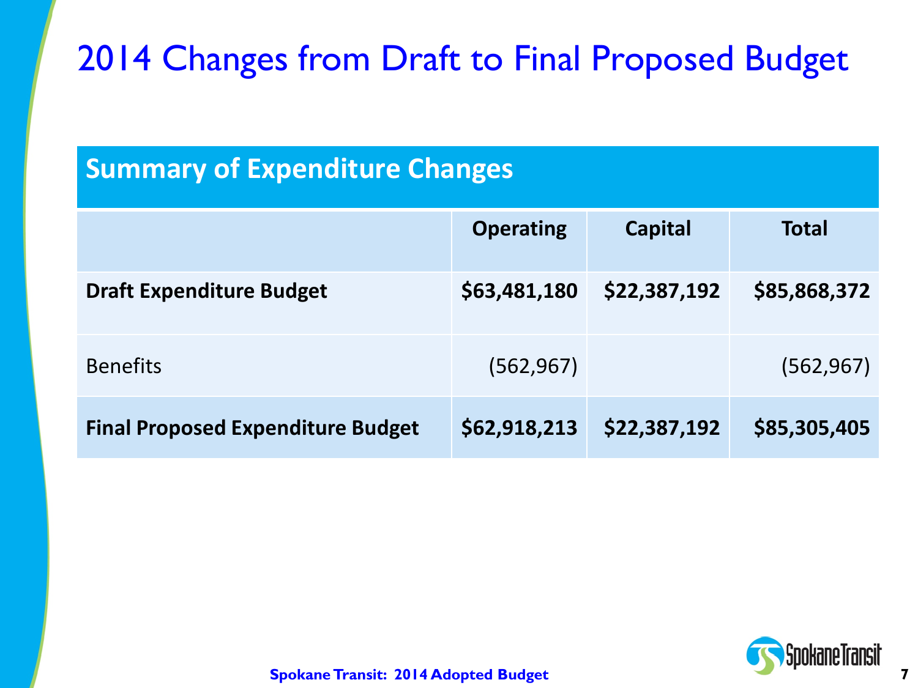# 2014 Changes from Draft to Final Proposed Budget

| Summary of Expenditure Changes | | | |
|---|---|---|---|
| | **Operating** | **Capital** | **Total** |
| **Draft Expenditure Budget** | **$63,481,180** | **$22,387,192** | **$85,868,372** |
| Benefits | (562,967) | | (562,967) |
| **Final Proposed Expenditure Budget** | **$62,918,213** | **$22,387,192** | **$85,305,405** |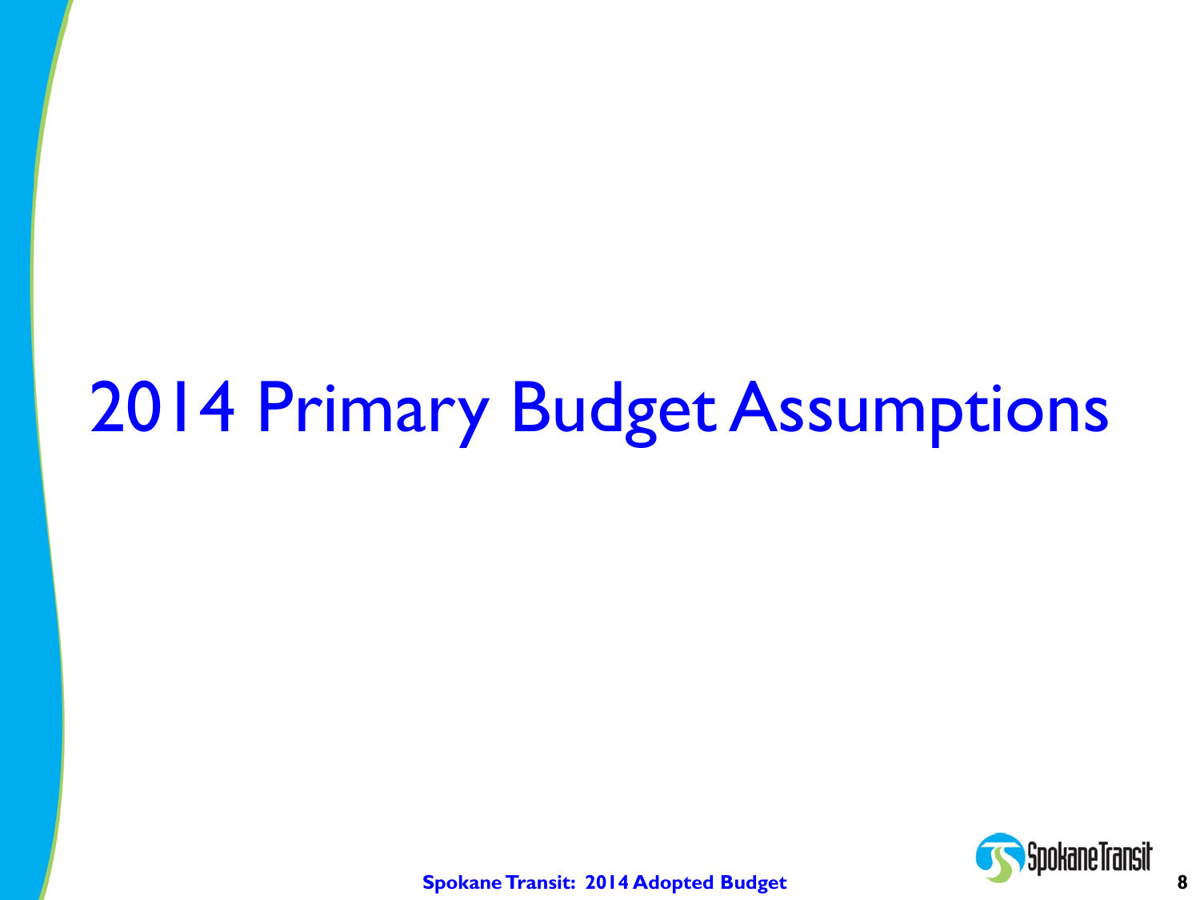# 2014 Primary Budget Assumptions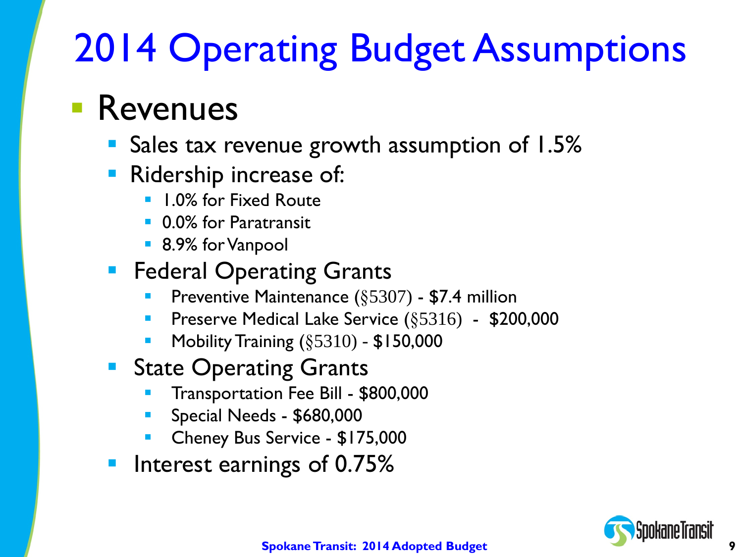# 2014 Operating Budget Assumptions

- Revenues
  - Sales tax revenue growth assumption of 1.5%
  - Ridership increase of:
    - 1.0% for Fixed Route
    - 0.0% for Paratransit
    - 8.9% for Vanpool
  - Federal Operating Grants
    - Preventive Maintenance (§5307) - $7.4 million
    - Preserve Medical Lake Service (§5316) - $200,000
    - Mobility Training (§5310) - $150,000
  - State Operating Grants
    - Transportation Fee Bill - $800,000
    - Special Needs - $680,000
    - Cheney Bus Service - $175,000
  - Interest earnings of 0.75%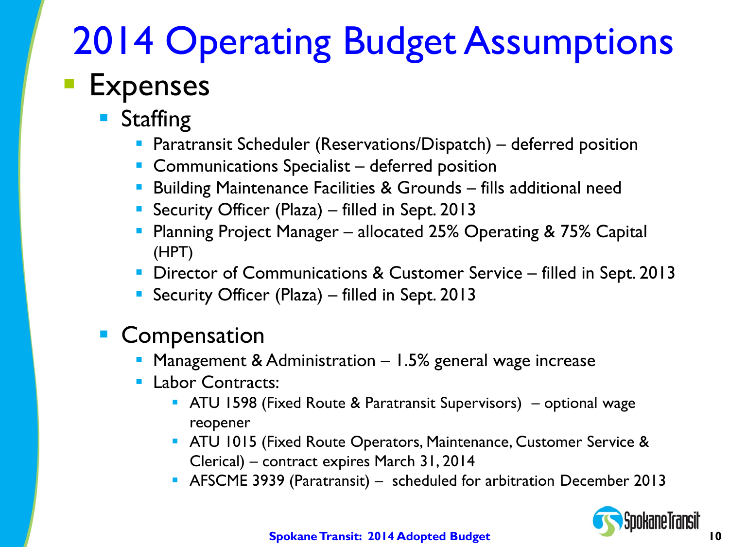# 2014 Operating Budget Assumptions

- Expenses
  - Staffing
    - Paratransit Scheduler (Reservations/Dispatch) – deferred position
    - Communications Specialist – deferred position
    - Building Maintenance Facilities & Grounds – fills additional need
    - Security Officer (Plaza) – filled in Sept. 2013
    - Planning Project Manager – allocated 25% Operating & 75% Capital (HPT)
    - Director of Communications & Customer Service – filled in Sept. 2013
    - Security Officer (Plaza) – filled in Sept. 2013
  - Compensation
    - Management & Administration – 1.5% general wage increase
    - Labor Contracts:
      - ATU 1598 (Fixed Route & Paratransit Supervisors) – optional wage reopener
      - ATU 1015 (Fixed Route Operators, Maintenance, Customer Service & Clerical) – contract expires March 31, 2014
      - AFSCME 3939 (Paratransit) – scheduled for arbitration December 2013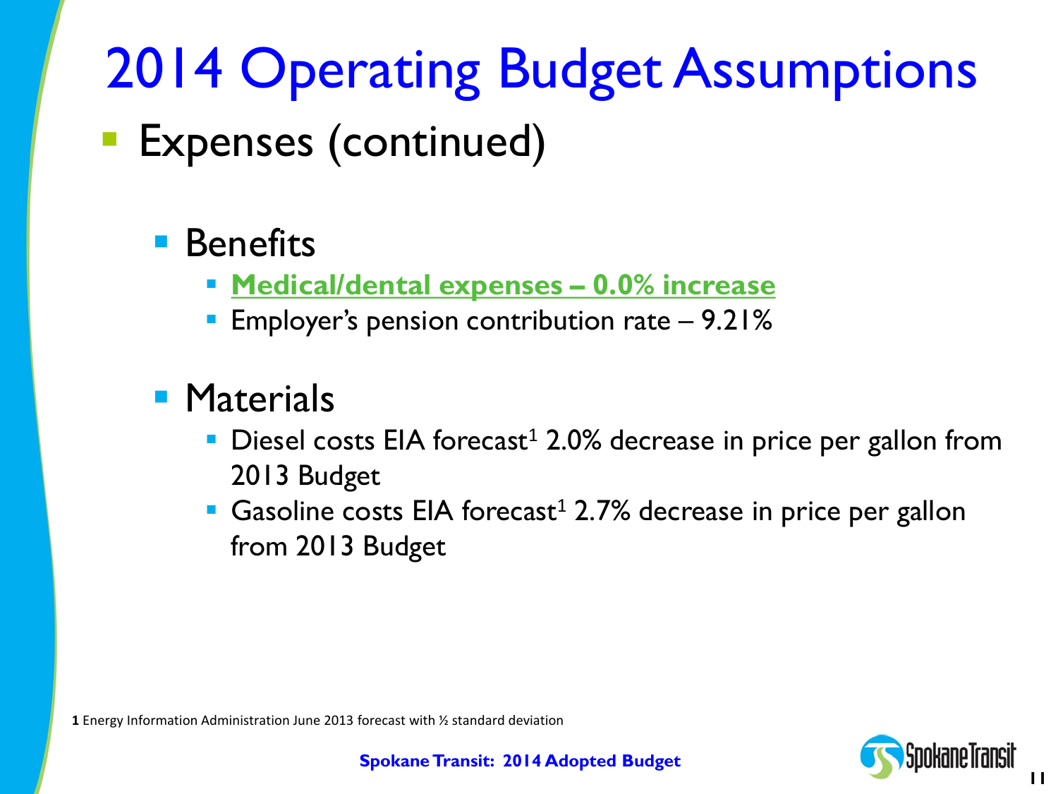# 2014 Operating Budget Assumptions

- Expenses (continued)

  - Benefits
    - **Medical/dental expenses – 0.0% increase**
    - Employer's pension contribution rate – 9.21%

  - Materials
    - Diesel costs EIA forecast[1] 2.0% decrease in price per gallon from 2013 Budget
    - Gasoline costs EIA forecast[1] 2.7% decrease in price per gallon from 2013 Budget

**1** Energy Information Administration June 2013 forecast with ½ standard deviation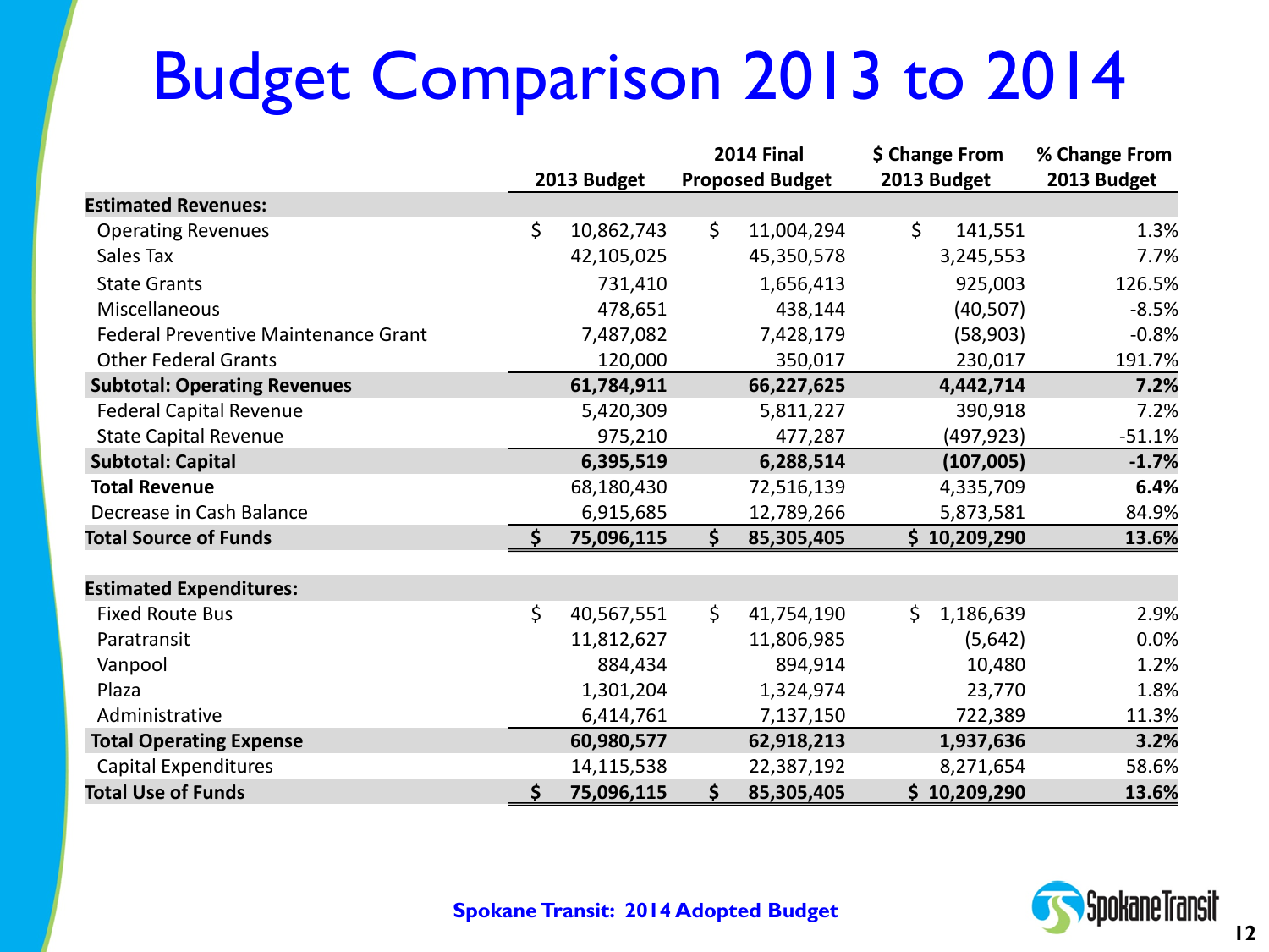# Budget Comparison 2013 to 2014

| | 2013 Budget | 2014 Final Proposed Budget | $ Change From 2013 Budget | % Change From 2013 Budget |
|---|---|---|---|---|
| **Estimated Revenues:** | | | | |
| Operating Revenues | $ 10,862,743 | $ 11,004,294 | $ 141,551 | 1.3% |
| Sales Tax | 42,105,025 | 45,350,578 | 3,245,553 | 7.7% |
| State Grants | 731,410 | 1,656,413 | 925,003 | 126.5% |
| Miscellaneous | 478,651 | 438,144 | (40,507) | -8.5% |
| Federal Preventive Maintenance Grant | 7,487,082 | 7,428,179 | (58,903) | -0.8% |
| Other Federal Grants | 120,000 | 350,017 | 230,017 | 191.7% |
| **Subtotal: Operating Revenues** | **61,784,911** | **66,227,625** | **4,442,714** | **7.2%** |
| Federal Capital Revenue | 5,420,309 | 5,811,227 | 390,918 | 7.2% |
| State Capital Revenue | 975,210 | 477,287 | (497,923) | -51.1% |
| **Subtotal: Capital** | **6,395,519** | **6,288,514** | **(107,005)** | **-1.7%** |
| **Total Revenue** | 68,180,430 | 72,516,139 | 4,335,709 | **6.4%** |
| Decrease in Cash Balance | 6,915,685 | 12,789,266 | 5,873,581 | 84.9% |
| **Total Source of Funds** | **$ 75,096,115** | **$ 85,305,405** | **$ 10,209,290** | **13.6%** |
| | | | | |
| **Estimated Expenditures:** | | | | |
| Fixed Route Bus | $ 40,567,551 | $ 41,754,190 | $ 1,186,639 | 2.9% |
| Paratransit | 11,812,627 | 11,806,985 | (5,642) | 0.0% |
| Vanpool | 884,434 | 894,914 | 10,480 | 1.2% |
| Plaza | 1,301,204 | 1,324,974 | 23,770 | 1.8% |
| Administrative | 6,414,761 | 7,137,150 | 722,389 | 11.3% |
| **Total Operating Expense** | **60,980,577** | **62,918,213** | **1,937,636** | **3.2%** |
| Capital Expenditures | 14,115,538 | 22,387,192 | 8,271,654 | 58.6% |
| **Total Use of Funds** | **$ 75,096,115** | **$ 85,305,405** | **$ 10,209,290** | **13.6%** |

**Spokane Transit: 2014 Adopted Budget**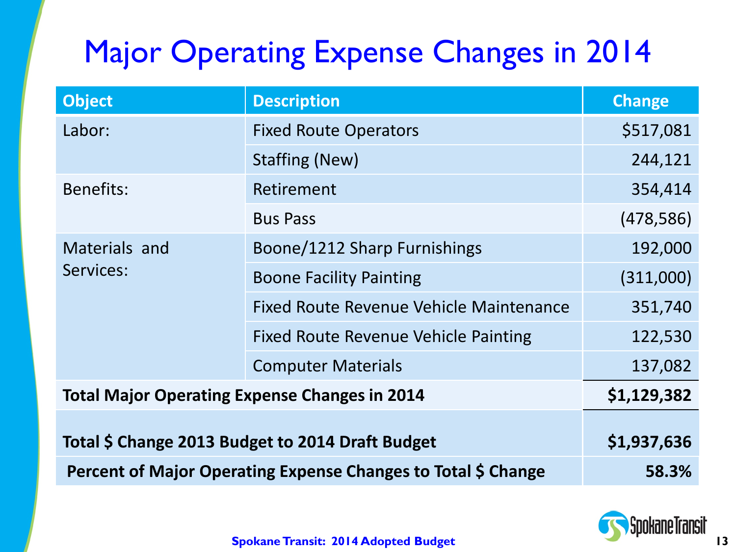# Major Operating Expense Changes in 2014

| Object | Description | Change |
|---|---|---|
| Labor: | Fixed Route Operators | $517,081 |
| | Staffing (New) | 244,121 |
| Benefits: | Retirement | 354,414 |
| | Bus Pass | (478,586) |
| Materials and Services: | Boone/1212 Sharp Furnishings | 192,000 |
| | Boone Facility Painting | (311,000) |
| | Fixed Route Revenue Vehicle Maintenance | 351,740 |
| | Fixed Route Revenue Vehicle Painting | 122,530 |
| | Computer Materials | 137,082 |
| **Total Major Operating Expense Changes in 2014** | | **$1,129,382** |
| **Total $ Change 2013 Budget to 2014 Draft Budget** | | **$1,937,636** |
| **Percent of Major Operating Expense Changes to Total $ Change** | | **58.3%** |

**Spokane Transit: 2014 Adopted Budget**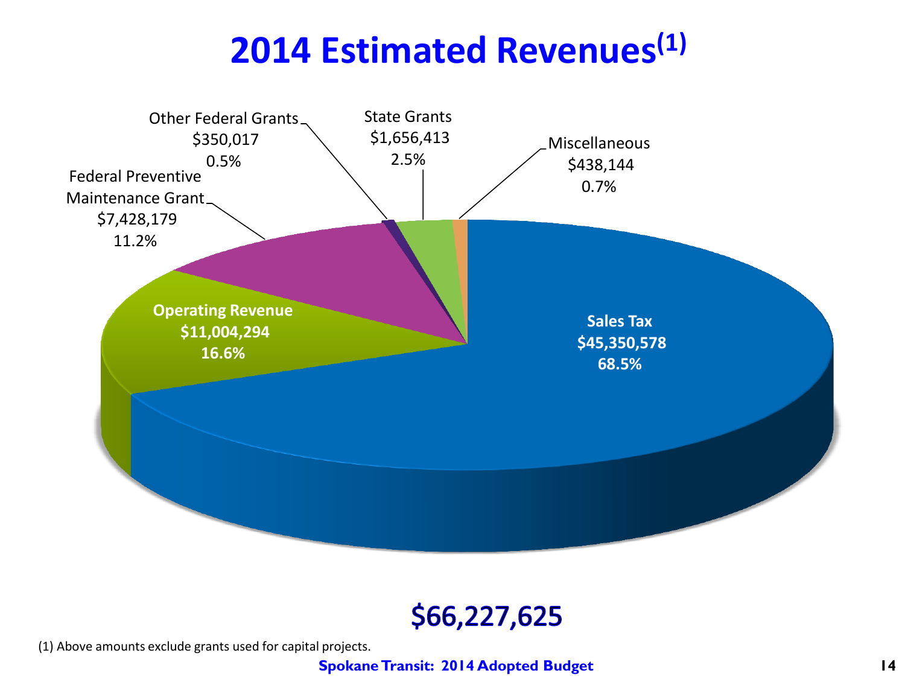# 2014 Estimated Revenues[1]

| Revenue Source | Amount | Percent |
| --- | --- | --- |
| Sales Tax | $45,350,578 | 68.5% |
| Operating Revenue | $11,004,294 | 16.6% |
| Federal Preventive Maintenance Grant | $7,428,179 | 11.2% |
| Other Federal Grants | $350,017 | 0.5% |
| State Grants | $1,656,413 | 2.5% |
| Miscellaneous | $438,144 | 0.7% |

**$66,227,625**

(1) Above amounts exclude grants used for capital projects.

**Spokane Transit: 2014 Adopted Budget**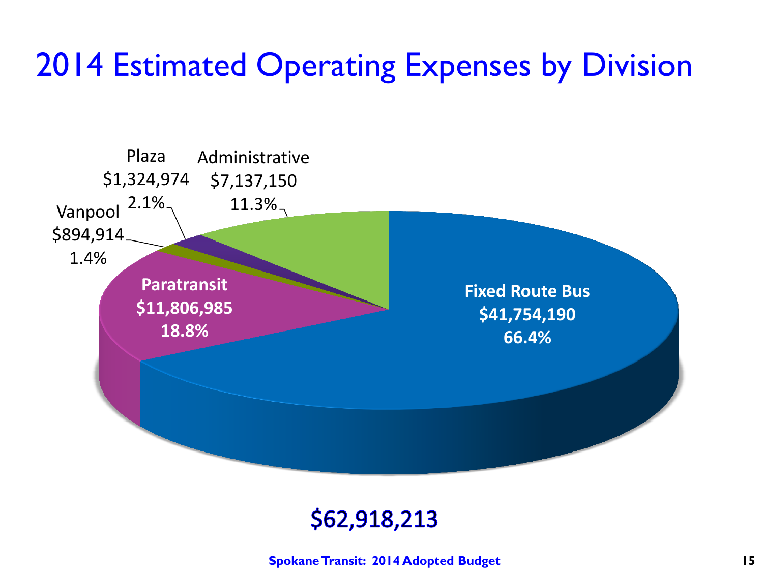# 2014 Estimated Operating Expenses by Division

Plaza
$1,324,974
2.1%

Administrative
$7,137,150
11.3%

Vanpool
$894,914
1.4%

**Paratransit**
**$11,806,985**
**18.8%**

**Fixed Route Bus**
**$41,754,190**
**66.4%**

**$62,918,213**

**Spokane Transit: 2014 Adopted Budget**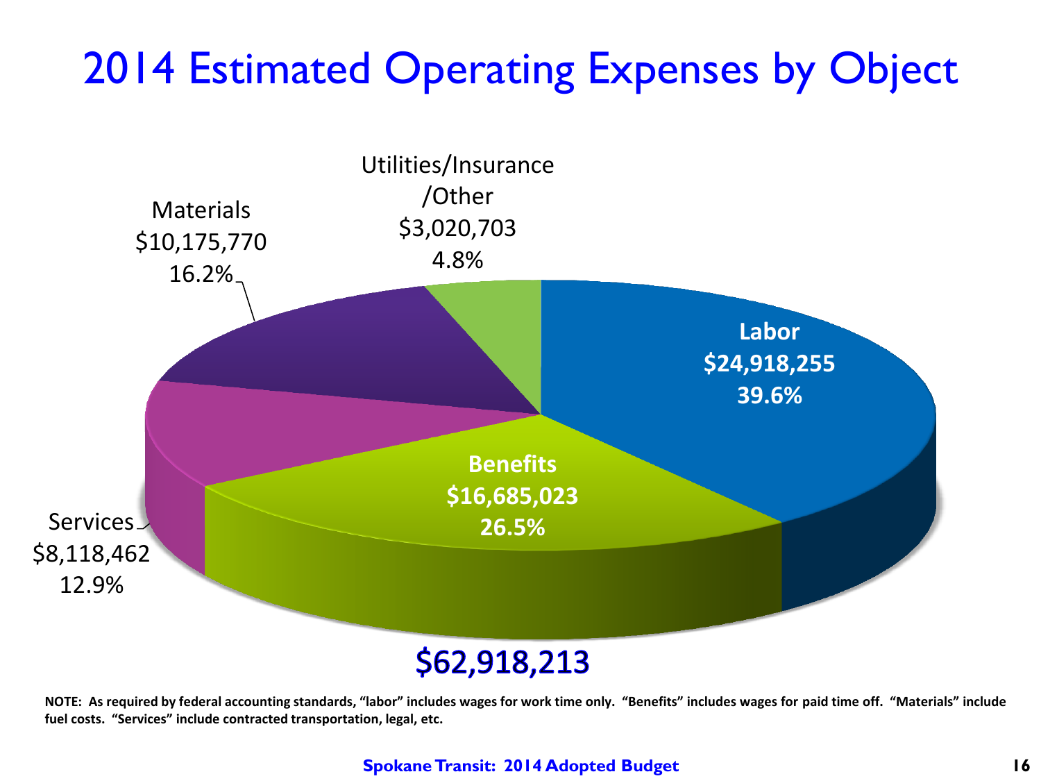# 2014 Estimated Operating Expenses by Object

| Category | Amount | Percent |
| --- | --- | --- |
| Labor | $24,918,255 | 39.6% |
| Benefits | $16,685,023 | 26.5% |
| Services | $8,118,462 | 12.9% |
| Materials | $10,175,770 | 16.2% |
| Utilities/Insurance/Other | $3,020,703 | 4.8% |

**$62,918,213**

**NOTE: As required by federal accounting standards, "labor" includes wages for work time only. "Benefits" includes wages for paid time off. "Materials" include fuel costs. "Services" include contracted transportation, legal, etc.**

**Spokane Transit: 2014 Adopted Budget**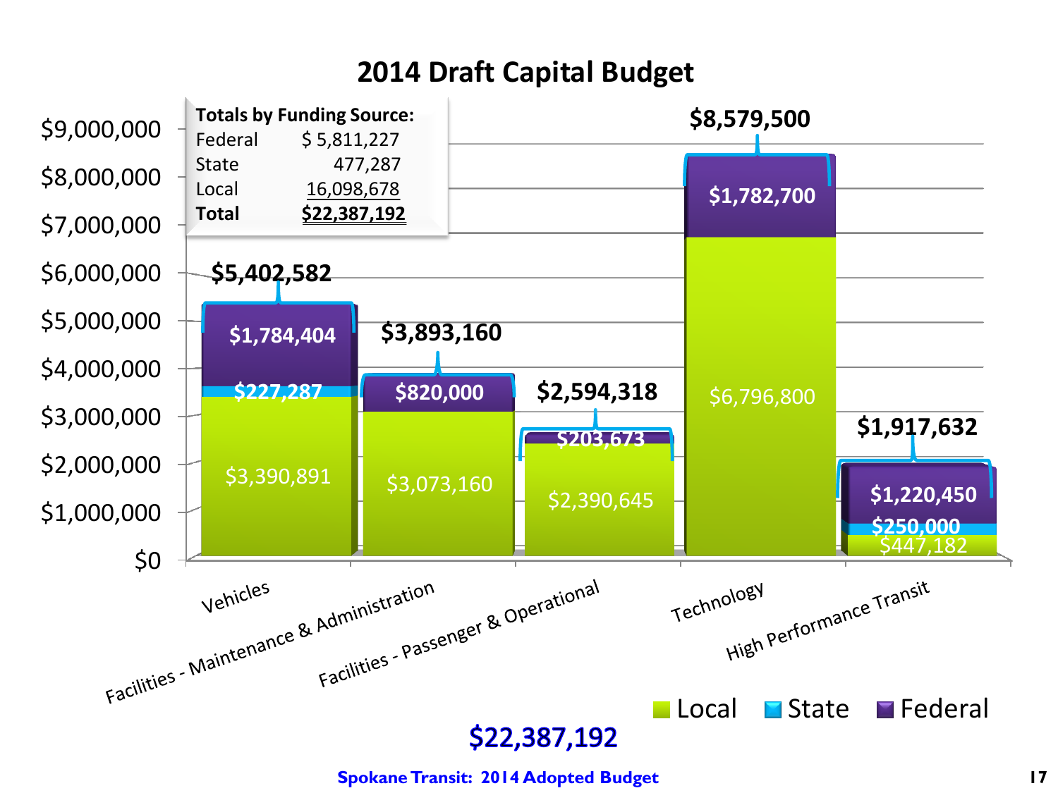# 2014 Draft Capital Budget

**Totals by Funding Source:**

| Source | Amount |
|---|---|
| Federal | $ 5,811,227 |
| State | 477,287 |
| Local | 16,098,678 |
| **Total** | **$22,387,192** |

| Category | Local | State | Federal | Total |
|---|---|---|---|---|
| Vehicles | $3,390,891 | $227,287 | $1,784,404 | $5,402,582 |
| Facilities - Maintenance & Administration | $3,073,160 | | $820,000 | $3,893,160 |
| Facilities - Passenger & Operational | $2,390,645 | | $203,673 | $2,594,318 |
| Technology | $6,796,800 | | $1,782,700 | $8,579,500 |
| High Performance Transit | $447,182 | $250,000 | $1,220,450 | $1,917,632 |

$22,387,192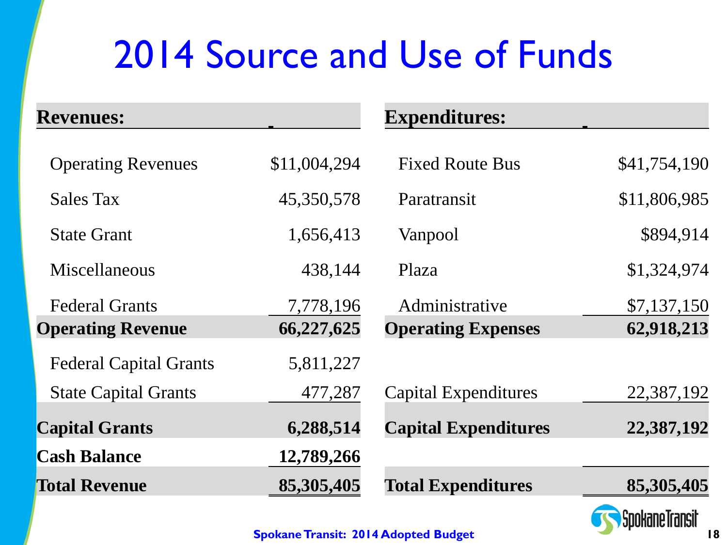# 2014 Source and Use of Funds

| Revenues: | | Expenditures: | |
|---|---|---|---|
| Operating Revenues | $11,004,294 | Fixed Route Bus | $41,754,190 |
| Sales Tax | 45,350,578 | Paratransit | $11,806,985 |
| State Grant | 1,656,413 | Vanpool | $894,914 |
| Miscellaneous | 438,144 | Plaza | $1,324,974 |
| Federal Grants | 7,778,196 | Administrative | $7,137,150 |
| **Operating Revenue** | **66,227,625** | **Operating Expenses** | **62,918,213** |
| Federal Capital Grants | 5,811,227 | | |
| State Capital Grants | 477,287 | Capital Expenditures | 22,387,192 |
| **Capital Grants** | **6,288,514** | **Capital Expenditures** | **22,387,192** |
| **Cash Balance** | **12,789,266** | | |
| **Total Revenue** | **85,305,405** | **Total Expenditures** | **85,305,405** |

**Spokane Transit: 2014 Adopted Budget**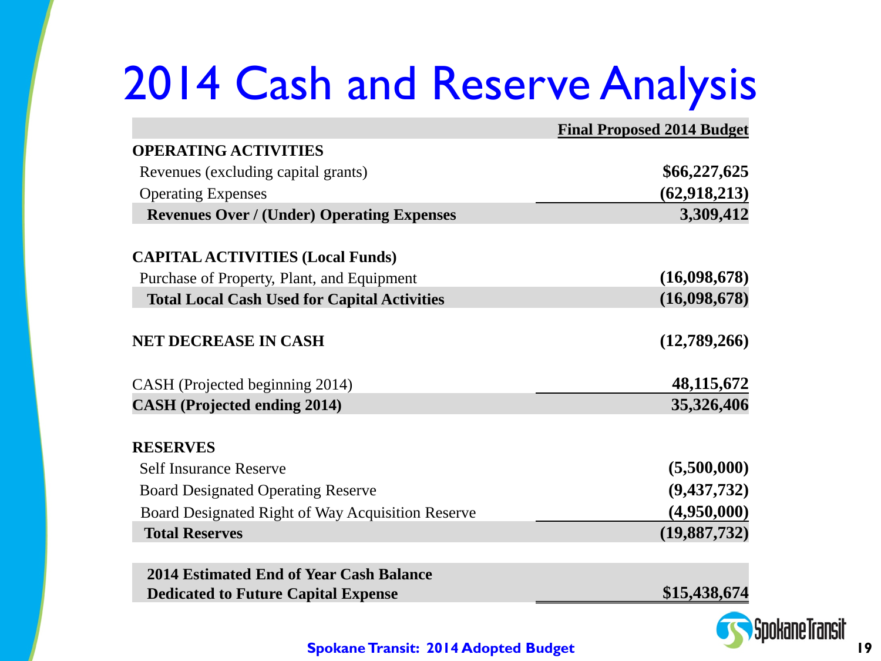# 2014 Cash and Reserve Analysis

| | Final Proposed 2014 Budget |
|---|---|
| **OPERATING ACTIVITIES** | |
| Revenues (excluding capital grants) | **$66,227,625** |
| Operating Expenses | **(62,918,213)** |
| **Revenues Over / (Under) Operating Expenses** | **3,309,412** |
| | |
| **CAPITAL ACTIVITIES (Local Funds)** | |
| Purchase of Property, Plant, and Equipment | **(16,098,678)** |
| **Total Local Cash Used for Capital Activities** | **(16,098,678)** |
| | |
| **NET DECREASE IN CASH** | **(12,789,266)** |
| | |
| CASH (Projected beginning 2014) | **48,115,672** |
| **CASH (Projected ending 2014)** | **35,326,406** |
| | |
| **RESERVES** | |
| Self Insurance Reserve | **(5,500,000)** |
| Board Designated Operating Reserve | **(9,437,732)** |
| Board Designated Right of Way Acquisition Reserve | **(4,950,000)** |
| **Total Reserves** | **(19,887,732)** |
| | |
| **2014 Estimated End of Year Cash Balance Dedicated to Future Capital Expense** | **$15,438,674** |

**Spokane Transit: 2014 Adopted Budget**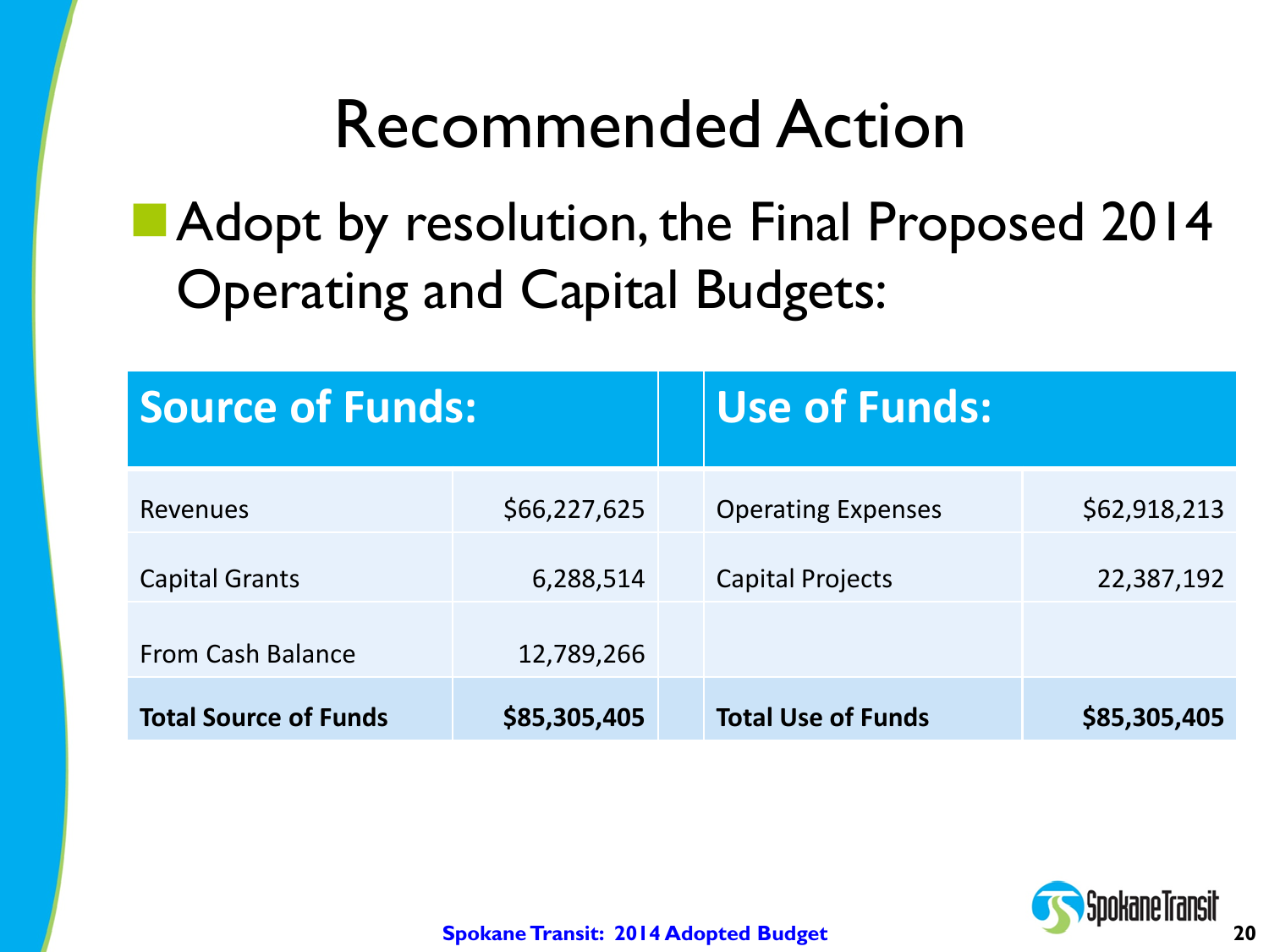# Recommended Action

- Adopt by resolution, the Final Proposed 2014 Operating and Capital Budgets:

| Source of Funds: | | | Use of Funds: | |
|---|---|---|---|---|
| Revenues | $66,227,625 | | Operating Expenses | $62,918,213 |
| Capital Grants | 6,288,514 | | Capital Projects | 22,387,192 |
| From Cash Balance | 12,789,266 | | | |
| **Total Source of Funds** | **$85,305,405** | | **Total Use of Funds** | **$85,305,405** |